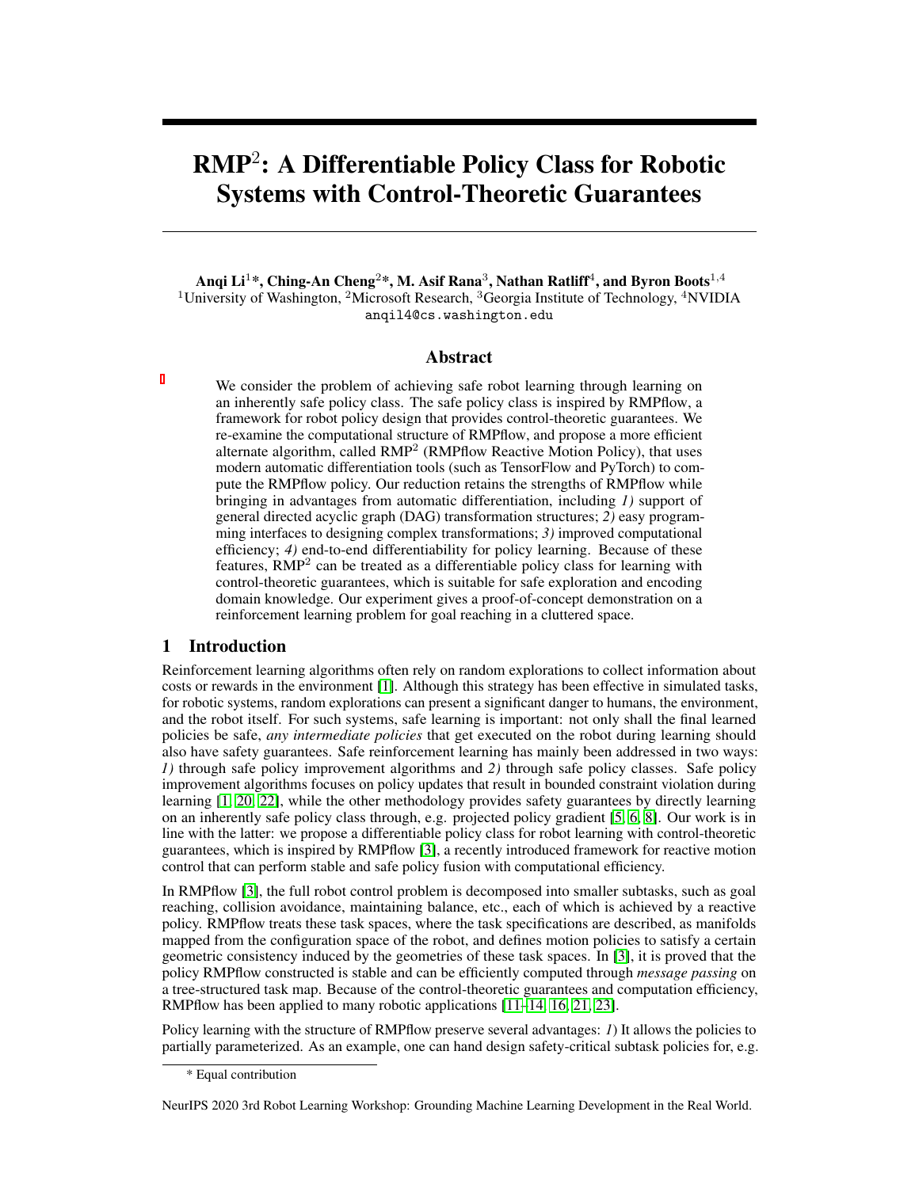# RMP$^2$: A Differentiable Policy Class for Robotic Systems with Control-Theoretic Guarantees

**Anqi Li[1]\*, Ching-An Cheng[2]\*, M. Asif Rana[3], Nathan Ratliff[4], and Byron Boots[1,4]**
[1]University of Washington, [2]Microsoft Research, [3]Georgia Institute of Technology, [4]NVIDIA
anqil4@cs.washington.edu

## Abstract

We consider the problem of achieving safe robot learning through learning on an inherently safe policy class. The safe policy class is inspired by RMPflow, a framework for robot policy design that provides control-theoretic guarantees. We re-examine the computational structure of RMPflow, and propose a more efficient alternate algorithm, called RMP$^2$ (RMPflow Reactive Motion Policy), that uses modern automatic differentiation tools (such as TensorFlow and PyTorch) to compute the RMPflow policy. Our reduction retains the strengths of RMPflow while bringing in advantages from automatic differentiation, including *1)* support of general directed acyclic graph (DAG) transformation structures; *2)* easy programming interfaces to designing complex transformations; *3)* improved computational efficiency; *4)* end-to-end differentiability for policy learning. Because of these features, RMP$^2$ can be treated as a differentiable policy class for learning with control-theoretic guarantees, which is suitable for safe exploration and encoding domain knowledge. Our experiment gives a proof-of-concept demonstration on a reinforcement learning problem for goal reaching in a cluttered space.

## 1 Introduction

Reinforcement learning algorithms often rely on random explorations to collect information about costs or rewards in the environment [1]. Although this strategy has been effective in simulated tasks, for robotic systems, random explorations can present a significant danger to humans, the environment, and the robot itself. For such systems, safe learning is important: not only shall the final learned policies be safe, *any intermediate policies* that get executed on the robot during learning should also have safety guarantees. Safe reinforcement learning has mainly been addressed in two ways: *1)* through safe policy improvement algorithms and *2)* through safe policy classes. Safe policy improvement algorithms focuses on policy updates that result in bounded constraint violation during learning [1, 20, 22], while the other methodology provides safety guarantees by directly learning on an inherently safe policy class through, e.g. projected policy gradient [5, 6, 8]. Our work is in line with the latter: we propose a differentiable policy class for robot learning with control-theoretic guarantees, which is inspired by RMPflow [3], a recently introduced framework for reactive motion control that can perform stable and safe policy fusion with computational efficiency.

In RMPflow [3], the full robot control problem is decomposed into smaller subtasks, such as goal reaching, collision avoidance, maintaining balance, etc., each of which is achieved by a reactive policy. RMPflow treats these task spaces, where the task specifications are described, as manifolds mapped from the configuration space of the robot, and defines motion policies to satisfy a certain geometric consistency induced by the geometries of these task spaces. In [3], it is proved that the policy RMPflow constructed is stable and can be efficiently computed through *message passing* on a tree-structured task map. Because of the control-theoretic guarantees and computation efficiency, RMPflow has been applied to many robotic applications [11–14, 16, 21, 23].

Policy learning with the structure of RMPflow preserve several advantages: *1*) It allows the policies to partially parameterized. As an example, one can hand design safety-critical subtask policies for, e.g.

\* Equal contribution

NeurIPS 2020 3rd Robot Learning Workshop: Grounding Machine Learning Development in the Real World.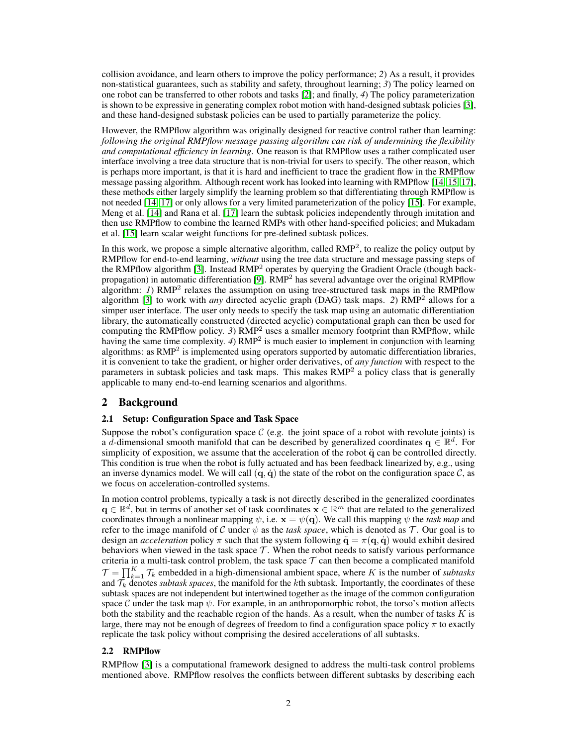collision avoidance, and learn others to improve the policy performance; *2*) As a result, it provides non-statistical guarantees, such as stability and safety, throughout learning; *3*) The policy learned on one robot can be transferred to other robots and tasks [2]; and finally, *4*) The policy parameterization is shown to be expressive in generating complex robot motion with hand-designed subtask policies [3], and these hand-designed substask policies can be used to partially parameterize the policy.

However, the RMPflow algorithm was originally designed for reactive control rather than learning: *following the original RMPflow message passing algorithm can risk of undermining the flexibility and computational efficiency in learning*. One reason is that RMPflow uses a rather complicated user interface involving a tree data structure that is non-trivial for users to specify. The other reason, which is perhaps more important, is that it is hard and inefficient to trace the gradient flow in the RMPflow message passing algorithm. Although recent work has looked into learning with RMPflow [14, 15, 17], these methods either largely simplify the learning problem so that differentiating through RMPflow is not needed [14, 17] or only allows for a very limited parameterization of the policy [15]. For example, Meng et al. [14] and Rana et al. [17] learn the subtask policies independently through imitation and then use RMPflow to combine the learned RMPs with other hand-specified policies; and Mukadam et al. [15] learn scalar weight functions for pre-defined subtask polices.

In this work, we propose a simple alternative algorithm, called RMP$^2$, to realize the policy output by RMPflow for end-to-end learning, *without* using the tree data structure and message passing steps of the RMPflow algorithm [3]. Instead RMP$^2$ operates by querying the Gradient Oracle (though back-propagation) in automatic differentiation [9]. RMP$^2$ has several advantage over the original RMPflow algorithm: *1*) RMP$^2$ relaxes the assumption on using tree-structured task maps in the RMPflow algorithm [3] to work with *any* directed acyclic graph (DAG) task maps. *2*) RMP$^2$ allows for a simper user interface. The user only needs to specify the task map using an automatic differentiation library, the automatically constructed (directed acyclic) computational graph can then be used for computing the RMPflow policy. *3*) RMP$^2$ uses a smaller memory footprint than RMPflow, while having the same time complexity. *4*) RMP$^2$ is much easier to implement in conjunction with learning algorithms: as RMP$^2$ is implemented using operators supported by automatic differentiation libraries, it is convenient to take the gradient, or higher order derivatives, of *any function* with respect to the parameters in subtask policies and task maps. This makes RMP$^2$ a policy class that is generally applicable to many end-to-end learning scenarios and algorithms.

## 2 Background

### 2.1 Setup: Configuration Space and Task Space

Suppose the robot's configuration space $\mathcal{C}$ (e.g. the joint space of a robot with revolute joints) is a $d$-dimensional smooth manifold that can be described by generalized coordinates $\mathbf{q} \in \mathbb{R}^d$. For simplicity of exposition, we assume that the acceleration of the robot $\ddot{\mathbf{q}}$ can be controlled directly. This condition is true when the robot is fully actuated and has been feedback linearized by, e.g., using an inverse dynamics model. We will call $(\mathbf{q}, \dot{\mathbf{q}})$ the state of the robot on the configuration space $\mathcal{C}$, as we focus on acceleration-controlled systems.

In motion control problems, typically a task is not directly described in the generalized coordinates $\mathbf{q} \in \mathbb{R}^d$, but in terms of another set of task coordinates $\mathbf{x} \in \mathbb{R}^m$ that are related to the generalized coordinates through a nonlinear mapping $\psi$, i.e. $\mathbf{x} = \psi(\mathbf{q})$. We call this mapping $\psi$ the *task map* and refer to the image manifold of $\mathcal{C}$ under $\psi$ as the *task space*, which is denoted as $\mathcal{T}$. Our goal is to design an *acceleration* policy $\pi$ such that the system following $\ddot{\mathbf{q}} = \pi(\mathbf{q}, \dot{\mathbf{q}})$ would exhibit desired behaviors when viewed in the task space $\mathcal{T}$. When the robot needs to satisfy various performance criteria in a multi-task control problem, the task space $\mathcal{T}$ can then become a complicated manifold $\mathcal{T} = \prod_{k=1}^{K} \mathcal{T}_k$ embedded in a high-dimensional ambient space, where $K$ is the number of *subtasks* and $\mathcal{T}_k$ denotes *subtask spaces*, the manifold for the $k$th subtask. Importantly, the coordinates of these subtask spaces are not independent but intertwined together as the image of the common configuration space $\mathcal{C}$ under the task map $\psi$. For example, in an anthropomorphic robot, the torso's motion affects both the stability and the reachable region of the hands. As a result, when the number of tasks $K$ is large, there may not be enough of degrees of freedom to find a configuration space policy $\pi$ to exactly replicate the task policy without comprising the desired accelerations of all subtasks.

### 2.2 RMPflow

RMPflow [3] is a computational framework designed to address the multi-task control problems mentioned above. RMPflow resolves the conflicts between different subtasks by describing each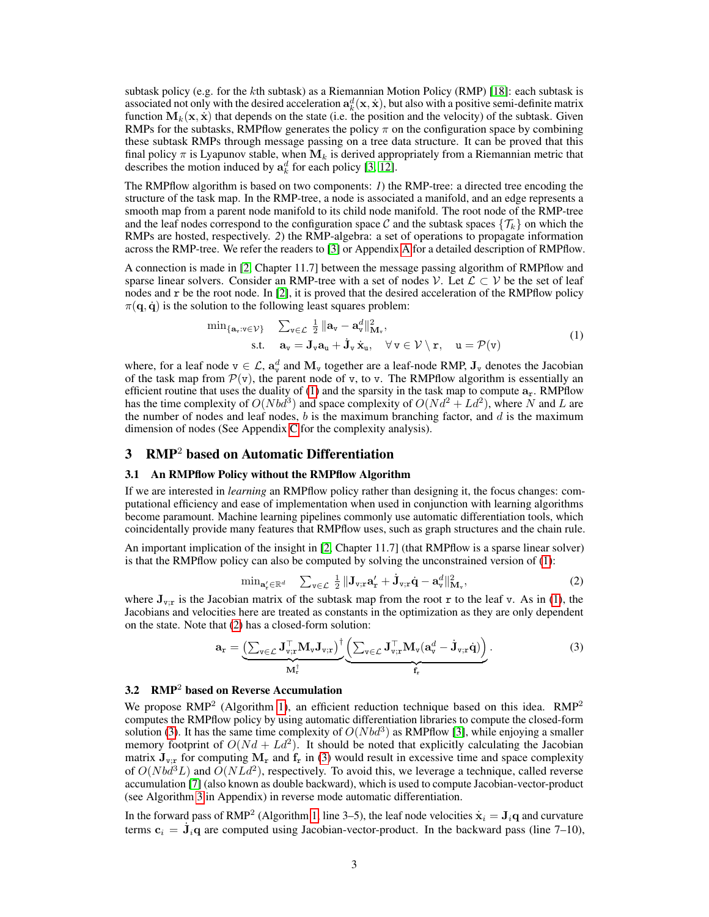subtask policy (e.g. for the $k$th subtask) as a Riemannian Motion Policy (RMP) [18]: each subtask is associated not only with the desired acceleration $\mathbf{a}_k^d(\mathbf{x}, \dot{\mathbf{x}})$, but also with a positive semi-definite matrix function $\mathbf{M}_k(\mathbf{x}, \dot{\mathbf{x}})$ that depends on the state (i.e. the position and the velocity) of the subtask. Given RMPs for the subtasks, RMPflow generates the policy $\pi$ on the configuration space by combining these subtask RMPs through message passing on a tree data structure. It can be proved that this final policy $\pi$ is Lyapunov stable, when $\mathbf{M}_k$ is derived appropriately from a Riemannian metric that describes the motion induced by $\mathbf{a}_k^d$ for each policy [3, 12].

The RMPflow algorithm is based on two components: *1*) the RMP-tree: a directed tree encoding the structure of the task map. In the RMP-tree, a node is associated a manifold, and an edge represents a smooth map from a parent node manifold to its child node manifold. The root node of the RMP-tree and the leaf nodes correspond to the configuration space $\mathcal{C}$ and the subtask spaces $\{\mathcal{T}_k\}$ on which the RMPs are hosted, respectively. *2*) the RMP-algebra: a set of operations to propagate information across the RMP-tree. We refer the readers to [3] or Appendix A for a detailed description of RMPflow.

A connection is made in [2, Chapter 11.7] between the message passing algorithm of RMPflow and sparse linear solvers. Consider an RMP-tree with a set of nodes $\mathcal{V}$. Let $\mathcal{L} \subset \mathcal{V}$ be the set of leaf nodes and $\mathtt{r}$ be the root node. In [2], it is proved that the desired acceleration of the RMPflow policy $\pi(\mathbf{q}, \dot{\mathbf{q}})$ is the solution to the following least squares problem:

$$\begin{aligned} \min_{\{\mathbf{a}_\mathtt{v}:\mathtt{v}\in\mathcal{V}\}} \quad & \sum_{\mathtt{v}\in\mathcal{L}} \tfrac{1}{2}\,\|\mathbf{a}_\mathtt{v} - \mathbf{a}_\mathtt{v}^d\|^2_{\mathbf{M}_\mathtt{v}}, \\ \text{s.t.} \quad & \mathbf{a}_\mathtt{v} = \mathbf{J}_\mathtt{v}\mathbf{a}_\mathtt{u} + \dot{\mathbf{J}}_\mathtt{v}\,\dot{\mathbf{x}}_\mathtt{u}, \quad \forall\,\mathtt{v} \in \mathcal{V}\setminus\mathtt{r}, \quad \mathtt{u} = \mathcal{P}(\mathtt{v}) \end{aligned} \tag{1}$$

where, for a leaf node $\mathtt{v} \in \mathcal{L}$, $\mathbf{a}_\mathtt{v}^d$ and $\mathbf{M}_\mathtt{v}$ together are a leaf-node RMP, $\mathbf{J}_\mathtt{v}$ denotes the Jacobian of the task map from $\mathcal{P}(\mathtt{v})$, the parent node of $\mathtt{v}$, to $\mathtt{v}$. The RMPflow algorithm is essentially an efficient routine that uses the duality of (1) and the sparsity in the task map to compute $\mathbf{a}_\mathtt{r}$. RMPflow has the time complexity of $O(Nbd^3)$ and space complexity of $O(Nd^2 + Ld^2)$, where $N$ and $L$ are the number of nodes and leaf nodes, $b$ is the maximum branching factor, and $d$ is the maximum dimension of nodes (See Appendix C for the complexity analysis).

## 3 RMP$^2$ based on Automatic Differentiation

### 3.1 An RMPflow Policy without the RMPflow Algorithm

If we are interested in *learning* an RMPflow policy rather than designing it, the focus changes: computational efficiency and ease of implementation when used in conjunction with learning algorithms become paramount. Machine learning pipelines commonly use automatic differentiation tools, which coincidentally provide many features that RMPflow uses, such as graph structures and the chain rule.

An important implication of the insight in [2, Chapter 11.7] (that RMPflow is a sparse linear solver) is that the RMPflow policy can also be computed by solving the unconstrained version of (1):

$$\min_{\mathbf{a}'_\mathtt{r}\in\mathbb{R}^d} \quad \sum_{\mathtt{v}\in\mathcal{L}} \tfrac{1}{2}\,\|\mathbf{J}_{\mathtt{v};\mathtt{r}}\mathbf{a}'_\mathtt{r} + \dot{\mathbf{J}}_{\mathtt{v};\mathtt{r}}\dot{\mathbf{q}} - \mathbf{a}_\mathtt{v}^d\|^2_{\mathbf{M}_\mathtt{v}}, \tag{2}$$

where $\mathbf{J}_{\mathtt{v};\mathtt{r}}$ is the Jacobian matrix of the subtask map from the root $\mathtt{r}$ to the leaf $\mathtt{v}$. As in (1), the Jacobians and velocities here are treated as constants in the optimization as they are only dependent on the state. Note that (2) has a closed-form solution:

$$\mathbf{a}_\mathtt{r} = \underbrace{\Big(\sum_{\mathtt{v}\in\mathcal{L}} \mathbf{J}_{\mathtt{v};\mathtt{r}}^\top \mathbf{M}_\mathtt{v}\mathbf{J}_{\mathtt{v};\mathtt{r}}\Big)^\dagger}_{\mathbf{M}_\mathtt{r}^\dagger} \underbrace{\Big(\sum_{\mathtt{v}\in\mathcal{L}} \mathbf{J}_{\mathtt{v};\mathtt{r}}^\top \mathbf{M}_\mathtt{v}(\mathbf{a}_\mathtt{v}^d - \dot{\mathbf{J}}_{\mathtt{v};\mathtt{r}}\dot{\mathbf{q}})\Big)}_{\mathbf{f}_\mathtt{r}}. \tag{3}$$

### 3.2 RMP$^2$ based on Reverse Accumulation

We propose RMP$^2$ (Algorithm 1), an efficient reduction technique based on this idea. RMP$^2$ computes the RMPflow policy by using automatic differentiation libraries to compute the closed-form solution (3). It has the same time complexity of $O(Nbd^3)$ as RMPflow [3], while enjoying a smaller memory footprint of $O(Nd + Ld^2)$. It should be noted that explicitly calculating the Jacobian matrix $\mathbf{J}_{\mathtt{v};\mathtt{r}}$ for computing $\mathbf{M}_\mathtt{r}$ and $\mathbf{f}_\mathtt{r}$ in (3) would result in excessive time and space complexity of $O(Nbd^3L)$ and $O(NLd^2)$, respectively. To avoid this, we leverage a technique, called reverse accumulation [7] (also known as double backward), which is used to compute Jacobian-vector-product (see Algorithm 3 in Appendix) in reverse mode automatic differentiation.

In the forward pass of RMP$^2$ (Algorithm 1, line 3–5), the leaf node velocities $\dot{\mathbf{x}}_i = \mathbf{J}_i\mathbf{q}$ and curvature terms $\mathbf{c}_i = \dot{\mathbf{J}}_i\mathbf{q}$ are computed using Jacobian-vector-product. In the backward pass (line 7–10),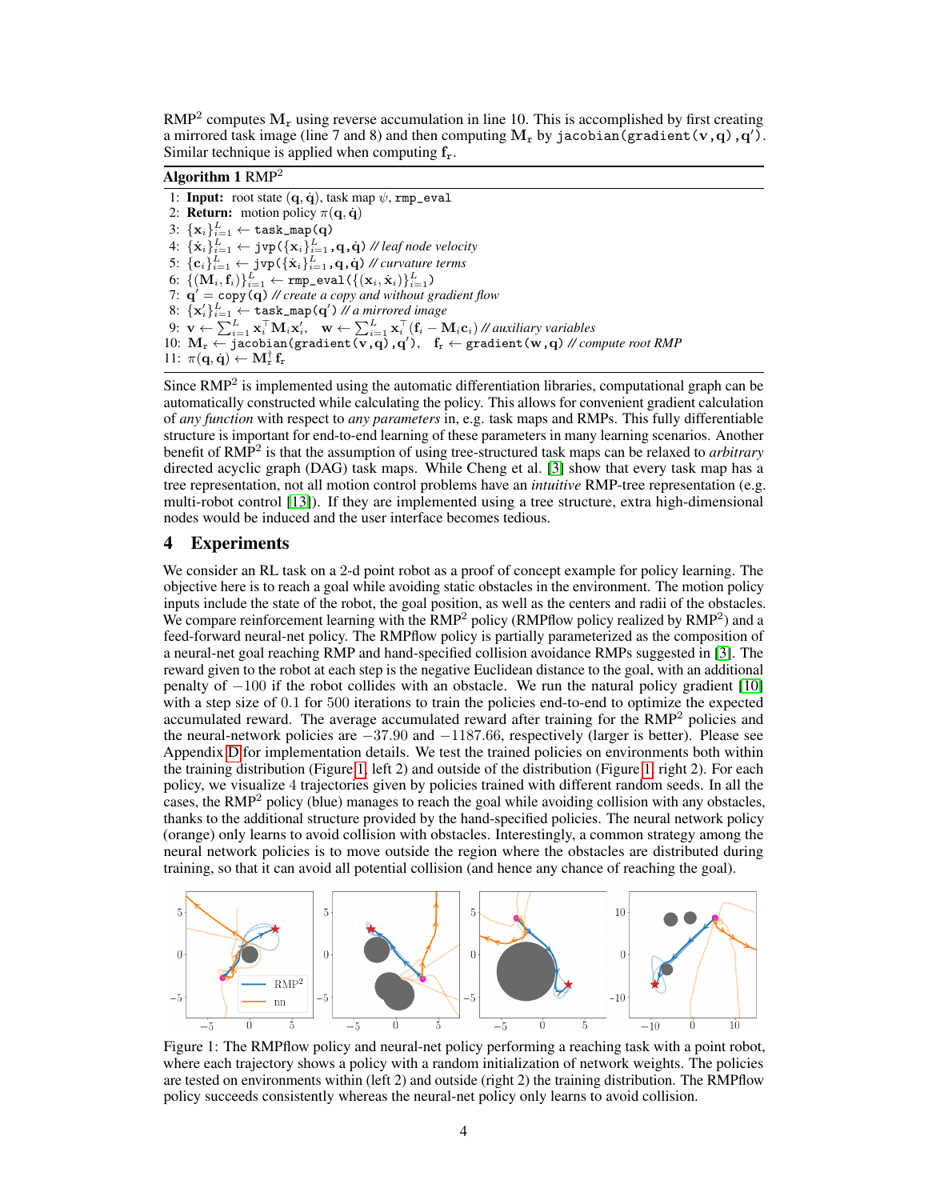RMP$^2$ computes $\mathbf{M}_r$ using reverse accumulation in line 10. This is accomplished by first creating a mirrored task image (line 7 and 8) and then computing $\mathbf{M}_r$ by `jacobian(gradient(v,q),q')`. Similar technique is applied when computing $\mathbf{f}_r$.

**Algorithm 1** RMP$^2$

1: **Input:** root state $(\mathbf{q}, \dot{\mathbf{q}})$, task map $\psi$, `rmp_eval`
2: **Return:** motion policy $\pi(\mathbf{q}, \dot{\mathbf{q}})$
3: $\{\mathbf{x}_i\}_{i=1}^L \leftarrow$ `task_map(q)`
4: $\{\dot{\mathbf{x}}_i\}_{i=1}^L \leftarrow$ `jvp(`$\{\mathbf{x}_i\}_{i=1}^L$`,q,`$\dot{\mathbf{q}}$`)` *// leaf node velocity*
5: $\{\mathbf{c}_i\}_{i=1}^L \leftarrow$ `jvp(`$\{\dot{\mathbf{x}}_i\}_{i=1}^L$`,q,`$\dot{\mathbf{q}}$`)` *// curvature terms*
6: $\{(\mathbf{M}_i, \mathbf{f}_i)\}_{i=1}^L \leftarrow$ `rmp_eval(`$\{(\mathbf{x}_i, \dot{\mathbf{x}}_i)\}_{i=1}^L$`)`
7: $\mathbf{q}' =$ `copy(q)` *// create a copy and without gradient flow*
8: $\{\mathbf{x}'_i\}_{i=1}^L \leftarrow$ `task_map(q')` *// a mirrored image*
9: $\mathbf{v} \leftarrow \sum_{i=1}^L \mathbf{x}_i^\top \mathbf{M}_i \mathbf{x}'_i$, $\quad \mathbf{w} \leftarrow \sum_{i=1}^L \mathbf{x}_i^\top (\mathbf{f}_i - \mathbf{M}_i \mathbf{c}_i)$ *// auxiliary variables*
10: $\mathbf{M}_r \leftarrow$ `jacobian(gradient(v,q),q')`, $\quad \mathbf{f}_r \leftarrow$ `gradient(w,q)` *// compute root RMP*
11: $\pi(\mathbf{q}, \dot{\mathbf{q}}) \leftarrow \mathbf{M}_r^\dagger \mathbf{f}_r$

Since RMP$^2$ is implemented using the automatic differentiation libraries, computational graph can be automatically constructed while calculating the policy. This allows for convenient gradient calculation of *any function* with respect to *any parameters* in, e.g. task maps and RMPs. This fully differentiable structure is important for end-to-end learning of these parameters in many learning scenarios. Another benefit of RMP$^2$ is that the assumption of using tree-structured task maps can be relaxed to *arbitrary* directed acyclic graph (DAG) task maps. While Cheng et al. [3] show that every task map has a tree representation, not all motion control problems have an *intuitive* RMP-tree representation (e.g. multi-robot control [13]). If they are implemented using a tree structure, extra high-dimensional nodes would be induced and the user interface becomes tedious.

## 4 Experiments

We consider an RL task on a 2-d point robot as a proof of concept example for policy learning. The objective here is to reach a goal while avoiding static obstacles in the environment. The motion policy inputs include the state of the robot, the goal position, as well as the centers and radii of the obstacles. We compare reinforcement learning with the RMP$^2$ policy (RMPflow policy realized by RMP$^2$) and a feed-forward neural-net policy. The RMPflow policy is partially parameterized as the composition of a neural-net goal reaching RMP and hand-specified collision avoidance RMPs suggested in [3]. The reward given to the robot at each step is the negative Euclidean distance to the goal, with an additional penalty of $-100$ if the robot collides with an obstacle. We run the natural policy gradient [10] with a step size of 0.1 for 500 iterations to train the policies end-to-end to optimize the expected accumulated reward. The average accumulated reward after training for the RMP$^2$ policies and the neural-network policies are $-37.90$ and $-1187.66$, respectively (larger is better). Please see Appendix D for implementation details. We test the trained policies on environments both within the training distribution (Figure 1, left 2) and outside of the distribution (Figure 1, right 2). For each policy, we visualize 4 trajectories given by policies trained with different random seeds. In all the cases, the RMP$^2$ policy (blue) manages to reach the goal while avoiding collision with any obstacles, thanks to the additional structure provided by the hand-specified policies. The neural network policy (orange) only learns to avoid collision with obstacles. Interestingly, a common strategy among the neural network policies is to move outside the region where the obstacles are distributed during training, so that it can avoid all potential collision (and hence any chance of reaching the goal).

Figure 1: The RMPflow policy and neural-net policy performing a reaching task with a point robot, where each trajectory shows a policy with a random initialization of network weights. The policies are tested on environments within (left 2) and outside (right 2) the training distribution. The RMPflow policy succeeds consistently whereas the neural-net policy only learns to avoid collision.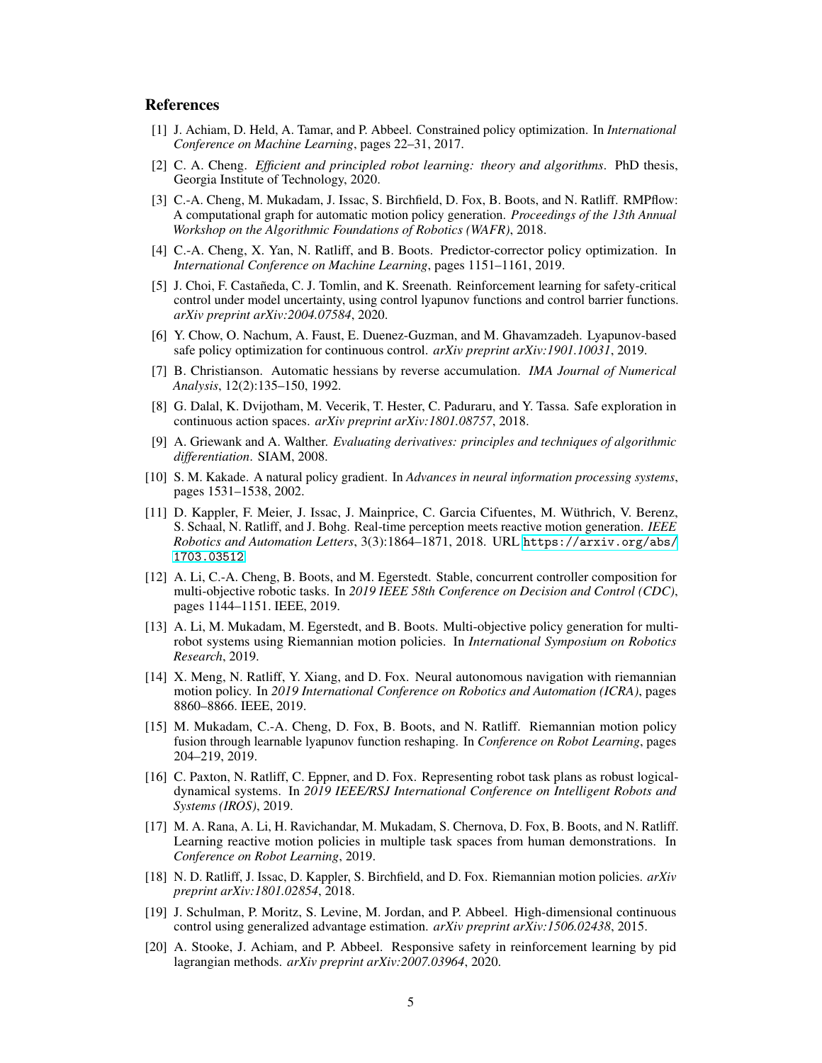## References

[1] J. Achiam, D. Held, A. Tamar, and P. Abbeel. Constrained policy optimization. In *International Conference on Machine Learning*, pages 22–31, 2017.

[2] C. A. Cheng. *Efficient and principled robot learning: theory and algorithms*. PhD thesis, Georgia Institute of Technology, 2020.

[3] C.-A. Cheng, M. Mukadam, J. Issac, S. Birchfield, D. Fox, B. Boots, and N. Ratliff. RMPflow: A computational graph for automatic motion policy generation. *Proceedings of the 13th Annual Workshop on the Algorithmic Foundations of Robotics (WAFR)*, 2018.

[4] C.-A. Cheng, X. Yan, N. Ratliff, and B. Boots. Predictor-corrector policy optimization. In *International Conference on Machine Learning*, pages 1151–1161, 2019.

[5] J. Choi, F. Castañeda, C. J. Tomlin, and K. Sreenath. Reinforcement learning for safety-critical control under model uncertainty, using control lyapunov functions and control barrier functions. *arXiv preprint arXiv:2004.07584*, 2020.

[6] Y. Chow, O. Nachum, A. Faust, E. Duenez-Guzman, and M. Ghavamzadeh. Lyapunov-based safe policy optimization for continuous control. *arXiv preprint arXiv:1901.10031*, 2019.

[7] B. Christianson. Automatic hessians by reverse accumulation. *IMA Journal of Numerical Analysis*, 12(2):135–150, 1992.

[8] G. Dalal, K. Dvijotham, M. Vecerik, T. Hester, C. Paduraru, and Y. Tassa. Safe exploration in continuous action spaces. *arXiv preprint arXiv:1801.08757*, 2018.

[9] A. Griewank and A. Walther. *Evaluating derivatives: principles and techniques of algorithmic differentiation*. SIAM, 2008.

[10] S. M. Kakade. A natural policy gradient. In *Advances in neural information processing systems*, pages 1531–1538, 2002.

[11] D. Kappler, F. Meier, J. Issac, J. Mainprice, C. Garcia Cifuentes, M. Wüthrich, V. Berenz, S. Schaal, N. Ratliff, and J. Bohg. Real-time perception meets reactive motion generation. *IEEE Robotics and Automation Letters*, 3(3):1864–1871, 2018. URL https://arxiv.org/abs/1703.03512.

[12] A. Li, C.-A. Cheng, B. Boots, and M. Egerstedt. Stable, concurrent controller composition for multi-objective robotic tasks. In *2019 IEEE 58th Conference on Decision and Control (CDC)*, pages 1144–1151. IEEE, 2019.

[13] A. Li, M. Mukadam, M. Egerstedt, and B. Boots. Multi-objective policy generation for multi-robot systems using Riemannian motion policies. In *International Symposium on Robotics Research*, 2019.

[14] X. Meng, N. Ratliff, Y. Xiang, and D. Fox. Neural autonomous navigation with riemannian motion policy. In *2019 International Conference on Robotics and Automation (ICRA)*, pages 8860–8866. IEEE, 2019.

[15] M. Mukadam, C.-A. Cheng, D. Fox, B. Boots, and N. Ratliff. Riemannian motion policy fusion through learnable lyapunov function reshaping. In *Conference on Robot Learning*, pages 204–219, 2019.

[16] C. Paxton, N. Ratliff, C. Eppner, and D. Fox. Representing robot task plans as robust logical-dynamical systems. In *2019 IEEE/RSJ International Conference on Intelligent Robots and Systems (IROS)*, 2019.

[17] M. A. Rana, A. Li, H. Ravichandar, M. Mukadam, S. Chernova, D. Fox, B. Boots, and N. Ratliff. Learning reactive motion policies in multiple task spaces from human demonstrations. In *Conference on Robot Learning*, 2019.

[18] N. D. Ratliff, J. Issac, D. Kappler, S. Birchfield, and D. Fox. Riemannian motion policies. *arXiv preprint arXiv:1801.02854*, 2018.

[19] J. Schulman, P. Moritz, S. Levine, M. Jordan, and P. Abbeel. High-dimensional continuous control using generalized advantage estimation. *arXiv preprint arXiv:1506.02438*, 2015.

[20] A. Stooke, J. Achiam, and P. Abbeel. Responsive safety in reinforcement learning by pid lagrangian methods. *arXiv preprint arXiv:2007.03964*, 2020.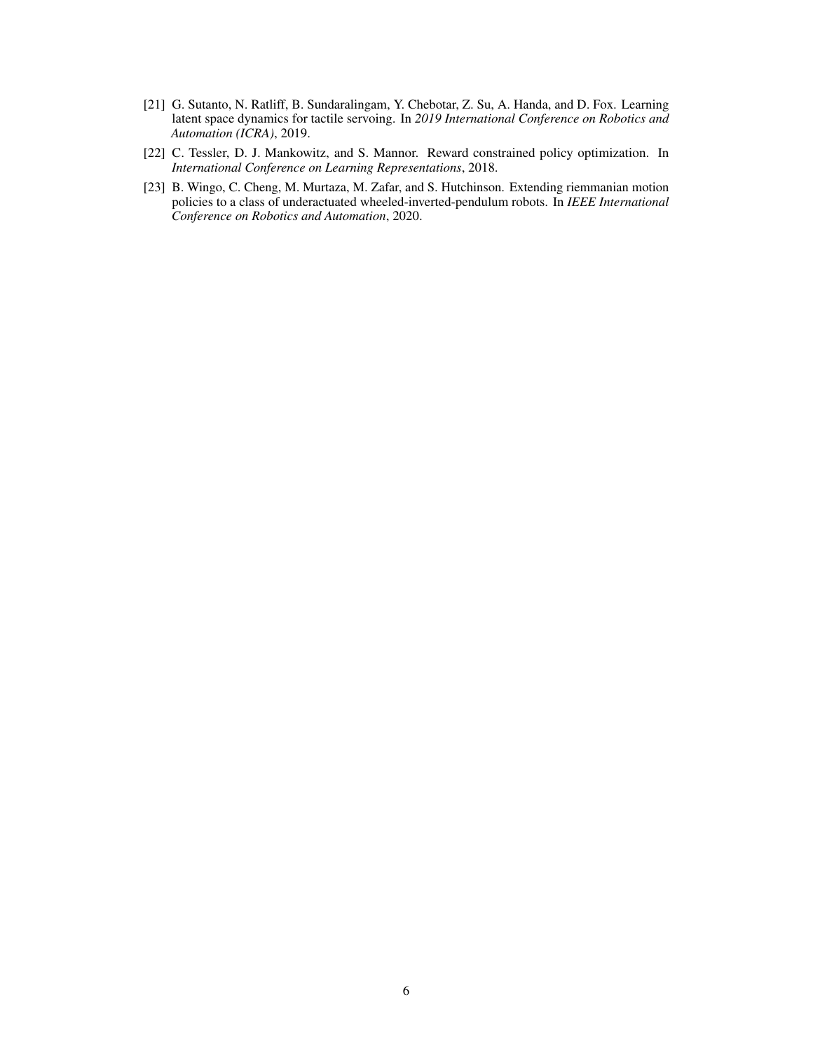[21] G. Sutanto, N. Ratliff, B. Sundaralingam, Y. Chebotar, Z. Su, A. Handa, and D. Fox. Learning latent space dynamics for tactile servoing. In *2019 International Conference on Robotics and Automation (ICRA)*, 2019.

[22] C. Tessler, D. J. Mankowitz, and S. Mannor. Reward constrained policy optimization. In *International Conference on Learning Representations*, 2018.

[23] B. Wingo, C. Cheng, M. Murtaza, M. Zafar, and S. Hutchinson. Extending riemmanian motion policies to a class of underactuated wheeled-inverted-pendulum robots. In *IEEE International Conference on Robotics and Automation*, 2020.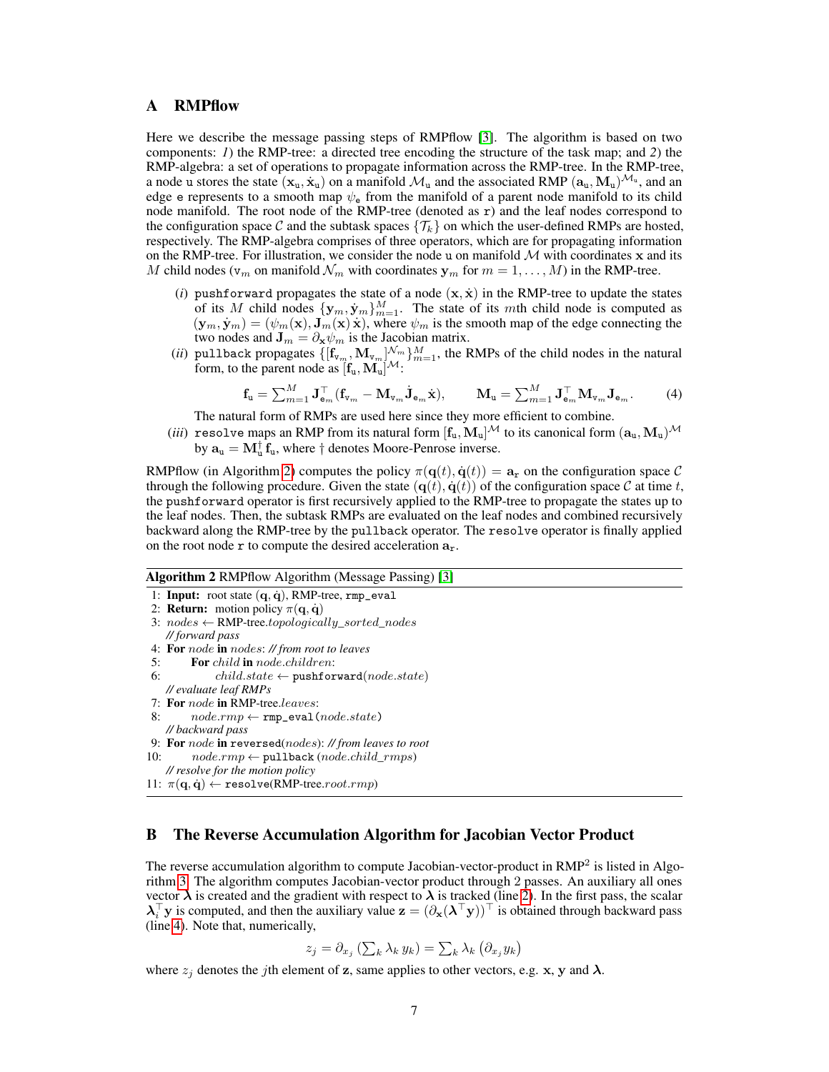## A RMPflow

Here we describe the message passing steps of RMPflow [3]. The algorithm is based on two components: *1)* the RMP-tree: a directed tree encoding the structure of the task map; and *2)* the RMP-algebra: a set of operations to propagate information across the RMP-tree. In the RMP-tree, a node $\mathtt{u}$ stores the state $(\mathbf{x}_\mathtt{u}, \dot{\mathbf{x}}_\mathtt{u})$ on a manifold $\mathcal{M}_\mathtt{u}$ and the associated RMP $(\mathbf{a}_\mathtt{u}, \mathbf{M}_\mathtt{u})^{\mathcal{M}_\mathtt{u}}$, and an edge $\mathtt{e}$ represents to a smooth map $\psi_\mathtt{e}$ from the manifold of a parent node manifold to its child node manifold. The root node of the RMP-tree (denoted as $\mathtt{r}$) and the leaf nodes correspond to the configuration space $\mathcal{C}$ and the subtask spaces $\{\mathcal{T}_k\}$ on which the user-defined RMPs are hosted, respectively. The RMP-algebra comprises of three operators, which are for propagating information on the RMP-tree. For illustration, we consider the node $\mathtt{u}$ on manifold $\mathcal{M}$ with coordinates $\mathbf{x}$ and its $M$ child nodes ($\mathtt{v}_m$ on manifold $\mathcal{N}_m$ with coordinates $\mathbf{y}_m$ for $m = 1, \ldots, M$) in the RMP-tree.

- (*i*) `pushforward` propagates the state of a node $(\mathbf{x}, \dot{\mathbf{x}})$ in the RMP-tree to update the states of its $M$ child nodes $\{\mathbf{y}_m, \dot{\mathbf{y}}_m\}_{m=1}^M$. The state of its $m$th child node is computed as $(\mathbf{y}_m, \dot{\mathbf{y}}_m) = (\psi_m(\mathbf{x}), \mathbf{J}_m(\mathbf{x})\,\dot{\mathbf{x}})$, where $\psi_m$ is the smooth map of the edge connecting the two nodes and $\mathbf{J}_m = \partial_\mathbf{x}\psi_m$ is the Jacobian matrix.
- (*ii*) `pullback` propagates $\{[\mathbf{f}_{\mathtt{v}_m}, \mathbf{M}_{\mathtt{v}_m}]^{\mathcal{N}_m}\}_{m=1}^M$, the RMPs of the child nodes in the natural form, to the parent node as $[\mathbf{f}_\mathtt{u}, \mathbf{M}_\mathtt{u}]^{\mathcal{M}}$:
$$\mathbf{f}_\mathtt{u} = \textstyle\sum_{m=1}^M \mathbf{J}_{\mathtt{e}_m}^\top(\mathbf{f}_{\mathtt{v}_m} - \mathbf{M}_{\mathtt{v}_m}\dot{\mathbf{J}}_{\mathtt{e}_m}\dot{\mathbf{x}}), \qquad \mathbf{M}_\mathtt{u} = \textstyle\sum_{m=1}^M \mathbf{J}_{\mathtt{e}_m}^\top \mathbf{M}_{\mathtt{v}_m}\mathbf{J}_{\mathtt{e}_m}. \tag{4}$$
The natural form of RMPs are used here since they more efficient to combine.
- (*iii*) `resolve` maps an RMP from its natural form $[\mathbf{f}_\mathtt{u}, \mathbf{M}_\mathtt{u}]^{\mathcal{M}}$ to its canonical form $(\mathbf{a}_\mathtt{u}, \mathbf{M}_\mathtt{u})^{\mathcal{M}}$ by $\mathbf{a}_\mathtt{u} = \mathbf{M}_\mathtt{u}^\dagger \mathbf{f}_\mathtt{u}$, where $\dagger$ denotes Moore-Penrose inverse.

RMPflow (in Algorithm 2) computes the policy $\pi(\mathbf{q}(t), \dot{\mathbf{q}}(t)) = \mathbf{a}_\mathtt{r}$ on the configuration space $\mathcal{C}$ through the following procedure. Given the state $(\mathbf{q}(t), \dot{\mathbf{q}}(t))$ of the configuration space $\mathcal{C}$ at time $t$, the `pushforward` operator is first recursively applied to the RMP-tree to propagate the states up to the leaf nodes. Then, the subtask RMPs are evaluated on the leaf nodes and combined recursively backward along the RMP-tree by the `pullback` operator. The `resolve` operator is finally applied on the root node $\mathtt{r}$ to compute the desired acceleration $\mathbf{a}_\mathtt{r}$.

**Algorithm 2** RMPflow Algorithm (Message Passing) [3]

```
1: Input: root state (q, q̇), RMP-tree, rmp_eval
2: Return: motion policy π(q, q̇)
3: nodes ← RMP-tree.topologically_sorted_nodes
   // forward pass
4: For node in nodes: // from root to leaves
5:     For child in node.children:
6:         child.state ← pushforward(node.state)
   // evaluate leaf RMPs
7: For node in RMP-tree.leaves:
8:     node.rmp ← rmp_eval(node.state)
   // backward pass
9: For node in reversed(nodes): // from leaves to root
10:    node.rmp ← pullback(node.child_rmps)
   // resolve for the motion policy
11: π(q, q̇) ← resolve(RMP-tree.root.rmp)
```

## B The Reverse Accumulation Algorithm for Jacobian Vector Product

The reverse accumulation algorithm to compute Jacobian-vector-product in RMP[2] is listed in Algorithm 3. The algorithm computes Jacobian-vector product through 2 passes. An auxiliary all ones vector $\boldsymbol{\lambda}$ is created and the gradient with respect to $\boldsymbol{\lambda}$ is tracked (line 2). In the first pass, the scalar $\boldsymbol{\lambda}_i^\top \mathbf{y}$ is computed, and then the auxiliary value $\mathbf{z} = (\partial_\mathbf{x}(\boldsymbol{\lambda}^\top\mathbf{y}))^\top$ is obtained through backward pass (line 4). Note that, numerically,

$$z_j = \partial_{x_j}\left(\textstyle\sum_k \lambda_k\, y_k\right) = \textstyle\sum_k \lambda_k \left(\partial_{x_j} y_k\right)$$

where $z_j$ denotes the $j$th element of $\mathbf{z}$, same applies to other vectors, e.g. $\mathbf{x}$, $\mathbf{y}$ and $\boldsymbol{\lambda}$.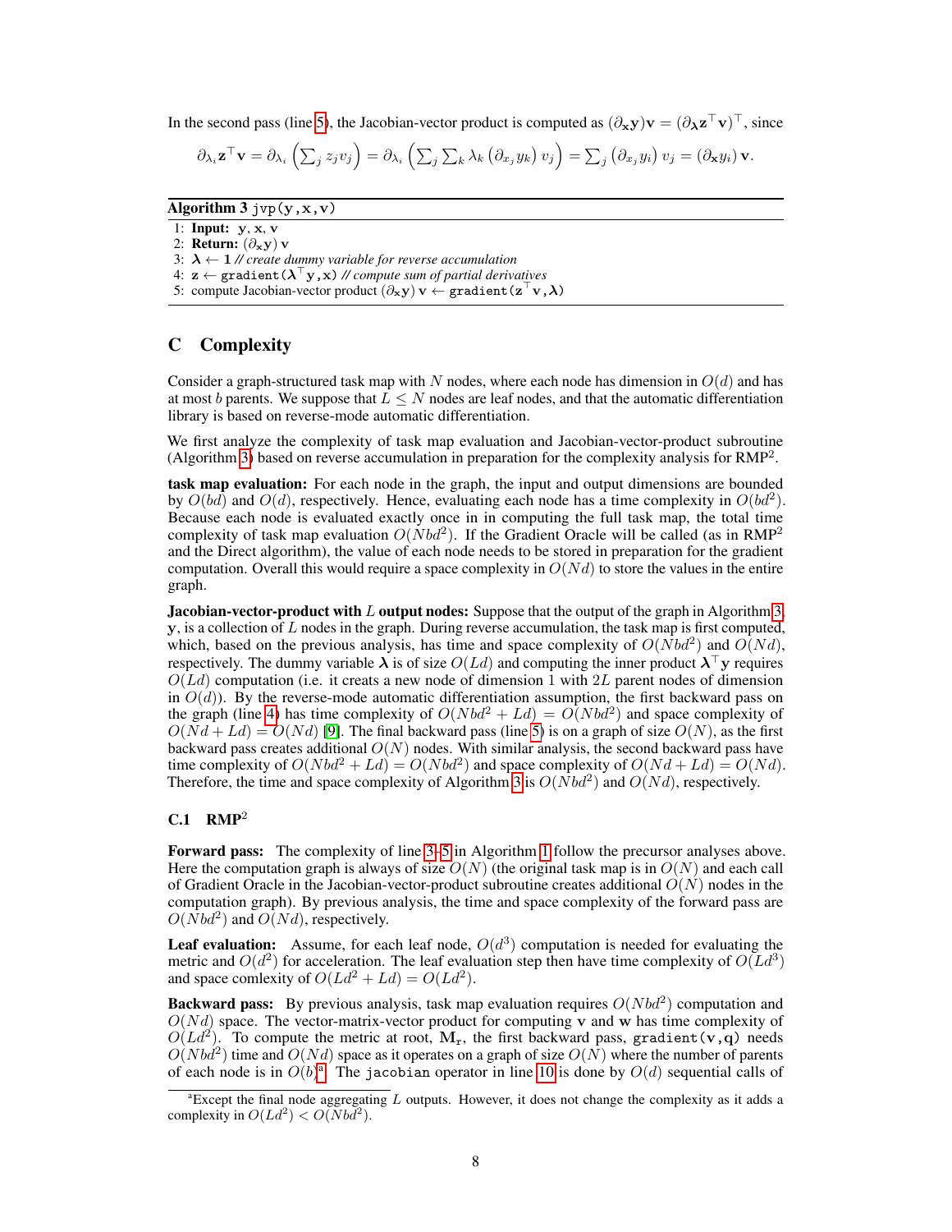In the second pass (line 5), the Jacobian-vector product is computed as $(\partial_{\mathbf{x}}\mathbf{y})\mathbf{v} = (\partial_{\boldsymbol{\lambda}}\mathbf{z}^\top\mathbf{v})^\top$, since

$$\partial_{\lambda_i}\mathbf{z}^\top\mathbf{v} = \partial_{\lambda_i}\left(\sum_j z_j v_j\right) = \partial_{\lambda_i}\left(\sum_j\sum_k \lambda_k \left(\partial_{x_j} y_k\right) v_j\right) = \sum_j \left(\partial_{x_j} y_i\right) v_j = \left(\partial_{\mathbf{x}} y_i\right)\mathbf{v}.$$

**Algorithm 3** `jvp(y,x,v)`

1: **Input:** $\mathbf{y}$, $\mathbf{x}$, $\mathbf{v}$
2: **Return:** $(\partial_{\mathbf{x}}\mathbf{y})\,\mathbf{v}$
3: $\boldsymbol{\lambda} \leftarrow \mathbf{1}$ *// create dummy variable for reverse accumulation*
4: $\mathbf{z} \leftarrow$ `gradient(`$\boldsymbol{\lambda}^\top\mathbf{y}$`,x)` *// compute sum of partial derivatives*
5: compute Jacobian-vector product $(\partial_{\mathbf{x}}\mathbf{y})\,\mathbf{v} \leftarrow$ `gradient(`$\mathbf{z}^\top\mathbf{v}$`,`$\boldsymbol{\lambda}$`)`

## C Complexity

Consider a graph-structured task map with $N$ nodes, where each node has dimension in $O(d)$ and has at most $b$ parents. We suppose that $L \leq N$ nodes are leaf nodes, and that the automatic differentiation library is based on reverse-mode automatic differentiation.

We first analyze the complexity of task map evaluation and Jacobian-vector-product subroutine (Algorithm 3) based on reverse accumulation in preparation for the complexity analysis for RMP$^2$.

**task map evaluation:** For each node in the graph, the input and output dimensions are bounded by $O(bd)$ and $O(d)$, respectively. Hence, evaluating each node has a time complexity in $O(bd^2)$. Because each node is evaluated exactly once in in computing the full task map, the total time complexity of task map evaluation $O(Nbd^2)$. If the Gradient Oracle will be called (as in RMP$^2$ and the Direct algorithm), the value of each node needs to be stored in preparation for the gradient computation. Overall this would require a space complexity in $O(Nd)$ to store the values in the entire graph.

**Jacobian-vector-product with $L$ output nodes:** Suppose that the output of the graph in Algorithm 3, $\mathbf{y}$, is a collection of $L$ nodes in the graph. During reverse accumulation, the task map is first computed, which, based on the previous analysis, has time and space complexity of $O(Nbd^2)$ and $O(Nd)$, respectively. The dummy variable $\boldsymbol{\lambda}$ is of size $O(Ld)$ and computing the inner product $\boldsymbol{\lambda}^\top\mathbf{y}$ requires $O(Ld)$ computation (i.e. it creats a new node of dimension 1 with $2L$ parent nodes of dimension in $O(d)$). By the reverse-mode automatic differentiation assumption, the first backward pass on the graph (line 4) has time complexity of $O(Nbd^2 + Ld) = O(Nbd^2)$ and space complexity of $O(Nd + Ld) = O(Nd)$ [9]. The final backward pass (line 5) is on a graph of size $O(N)$, as the first backward pass creates additional $O(N)$ nodes. With similar analysis, the second backward pass have time complexity of $O(Nbd^2 + Ld) = O(Nbd^2)$ and space complexity of $O(Nd + Ld) = O(Nd)$. Therefore, the time and space complexity of Algorithm 3 is $O(Nbd^2)$ and $O(Nd)$, respectively.

### C.1 RMP$^2$

**Forward pass:** The complexity of line 3–5 in Algorithm 1 follow the precursor analyses above. Here the computation graph is always of size $O(N)$ (the original task map is in $O(N)$ and each call of Gradient Oracle in the Jacobian-vector-product subroutine creates additional $O(N)$ nodes in the computation graph). By previous analysis, the time and space complexity of the forward pass are $O(Nbd^2)$ and $O(Nd)$, respectively.

**Leaf evaluation:** Assume, for each leaf node, $O(d^3)$ computation is needed for evaluating the metric and $O(d^2)$ for acceleration. The leaf evaluation step then have time complexity of $O(Ld^3)$ and space comlexity of $O(Ld^2 + Ld) = O(Ld^2)$.

**Backward pass:** By previous analysis, task map evaluation requires $O(Nbd^2)$ computation and $O(Nd)$ space. The vector-matrix-vector product for computing $\mathbf{v}$ and $\mathbf{w}$ has time complexity of $O(Ld^2)$. To compute the metric at root, $\mathbf{M}_r$, the first backward pass, `gradient(v,q)` needs $O(Nbd^2)$ time and $O(Nd)$ space as it operates on a graph of size $O(N)$ where the number of parents of each node is in $O(b)$[a]. The `jacobian` operator in line 10 is done by $O(d)$ sequential calls of

[a]Except the final node aggregating $L$ outputs. However, it does not change the complexity as it adds a complexity in $O(Ld^2) < O(Nbd^2)$.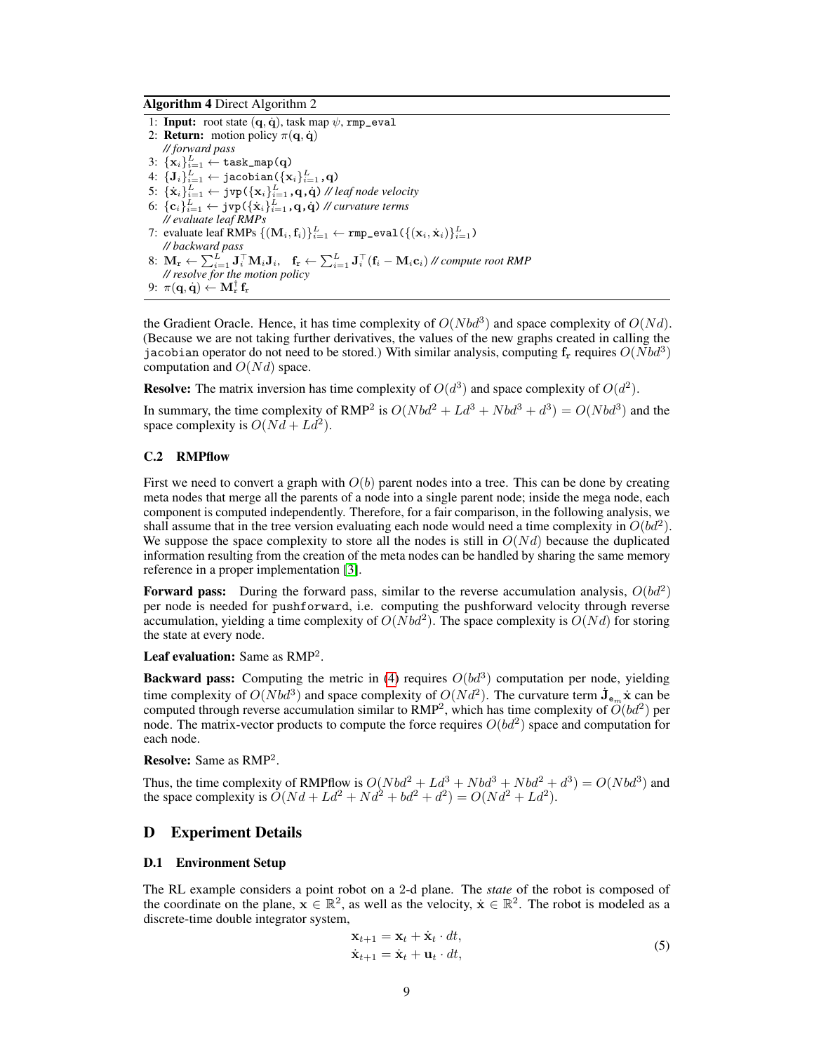**Algorithm 4** Direct Algorithm 2

1: **Input:** root state $(\mathbf{q}, \dot{\mathbf{q}})$, task map $\psi$, `rmp_eval`
2: **Return:** motion policy $\pi(\mathbf{q}, \dot{\mathbf{q}})$
  *// forward pass*
3: $\{\mathbf{x}_i\}_{i=1}^{L} \leftarrow$ `task_map(q)`
4: $\{\mathbf{J}_i\}_{i=1}^{L} \leftarrow$ `jacobian(`$\{\mathbf{x}_i\}_{i=1}^{L}$`,q)`
5: $\{\dot{\mathbf{x}}_i\}_{i=1}^{L} \leftarrow$ `jvp(`$\{\mathbf{x}_i\}_{i=1}^{L}$`,q,`$\dot{\mathbf{q}}$`)` *// leaf node velocity*
6: $\{\mathbf{c}_i\}_{i=1}^{L} \leftarrow$ `jvp(`$\{\dot{\mathbf{x}}_i\}_{i=1}^{L}$`,q,`$\dot{\mathbf{q}}$`)` *// curvature terms*
  *// evaluate leaf RMPs*
7: evaluate leaf RMPs $\{(\mathbf{M}_i, \mathbf{f}_i)\}_{i=1}^{L} \leftarrow$ `rmp_eval(`$\{(\mathbf{x}_i, \dot{\mathbf{x}}_i)\}_{i=1}^{L}$`)`
  *// backward pass*
8: $\mathbf{M}_{\mathtt{r}} \leftarrow \sum_{i=1}^{L} \mathbf{J}_i^\top \mathbf{M}_i \mathbf{J}_i, \quad \mathbf{f}_{\mathtt{r}} \leftarrow \sum_{i=1}^{L} \mathbf{J}_i^\top (\mathbf{f}_i - \mathbf{M}_i \mathbf{c}_i)$ *// compute root RMP*
  *// resolve for the motion policy*
9: $\pi(\mathbf{q}, \dot{\mathbf{q}}) \leftarrow \mathbf{M}_{\mathtt{r}}^\dagger \mathbf{f}_{\mathtt{r}}$

the Gradient Oracle. Hence, it has time complexity of $O(Nbd^3)$ and space complexity of $O(Nd)$. (Because we are not taking further derivatives, the values of the new graphs created in calling the `jacobian` operator do not need to be stored.) With similar analysis, computing $\mathbf{f}_{\mathtt{r}}$ requires $O(Nbd^3)$ computation and $O(Nd)$ space.

**Resolve:** The matrix inversion has time complexity of $O(d^3)$ and space complexity of $O(d^2)$.

In summary, the time complexity of RMP$^2$ is $O(Nbd^2 + Ld^3 + Nbd^3 + d^3) = O(Nbd^3)$ and the space complexity is $O(Nd + Ld^2)$.

### C.2 RMPflow

First we need to convert a graph with $O(b)$ parent nodes into a tree. This can be done by creating meta nodes that merge all the parents of a node into a single parent node; inside the mega node, each component is computed independently. Therefore, for a fair comparison, in the following analysis, we shall assume that in the tree version evaluating each node would need a time complexity in $O(bd^2)$. We suppose the space complexity to store all the nodes is still in $O(Nd)$ because the duplicated information resulting from the creation of the meta nodes can be handled by sharing the same memory reference in a proper implementation [3].

**Forward pass:** During the forward pass, similar to the reverse accumulation analysis, $O(bd^2)$ per node is needed for `pushforward`, i.e. computing the pushforward velocity through reverse accumulation, yielding a time complexity of $O(Nbd^2)$. The space complexity is $O(Nd)$ for storing the state at every node.

**Leaf evaluation:** Same as RMP$^2$.

**Backward pass:** Computing the metric in (4) requires $O(bd^3)$ computation per node, yielding time complexity of $O(Nbd^3)$ and space complexity of $O(Nd^2)$. The curvature term $\dot{\mathbf{J}}_{\mathtt{e}_m} \dot{\mathbf{x}}$ can be computed through reverse accumulation similar to RMP$^2$, which has time complexity of $O(bd^2)$ per node. The matrix-vector products to compute the force requires $O(bd^2)$ space and computation for each node.

**Resolve:** Same as RMP$^2$.

Thus, the time complexity of RMPflow is $O(Nbd^2 + Ld^3 + Nbd^3 + Nbd^2 + d^3) = O(Nbd^3)$ and the space complexity is $O(Nd + Ld^2 + Nd^2 + bd^2 + d^2) = O(Nd^2 + Ld^2)$.

## D Experiment Details

### D.1 Environment Setup

The RL example considers a point robot on a 2-d plane. The *state* of the robot is composed of the coordinate on the plane, $\mathbf{x} \in \mathbb{R}^2$, as well as the velocity, $\dot{\mathbf{x}} \in \mathbb{R}^2$. The robot is modeled as a discrete-time double integrator system,

$$
\begin{aligned}
\mathbf{x}_{t+1} &= \mathbf{x}_t + \dot{\mathbf{x}}_t \cdot dt, \\
\dot{\mathbf{x}}_{t+1} &= \dot{\mathbf{x}}_t + \mathbf{u}_t \cdot dt,
\end{aligned}
\tag{5}
$$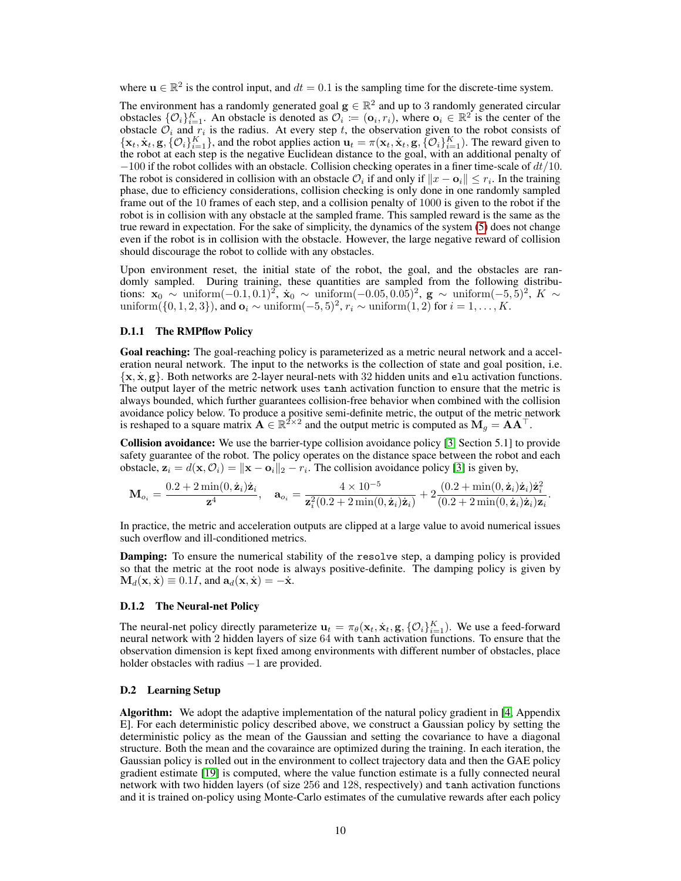where $\mathbf{u} \in \mathbb{R}^2$ is the control input, and $dt = 0.1$ is the sampling time for the discrete-time system.

The environment has a randomly generated goal $\mathbf{g} \in \mathbb{R}^2$ and up to 3 randomly generated circular obstacles $\{\mathcal{O}_i\}_{i=1}^K$. An obstacle is denoted as $\mathcal{O}_i := (\mathbf{o}_i, r_i)$, where $\mathbf{o}_i \in \mathbb{R}^2$ is the center of the obstacle $\mathcal{O}_i$ and $r_i$ is the radius. At every step $t$, the observation given to the robot consists of $\{\mathbf{x}_t, \dot{\mathbf{x}}_t, \mathbf{g}, \{\mathcal{O}_i\}_{i=1}^K\}$, and the robot applies action $\mathbf{u}_t = \pi(\mathbf{x}_t, \dot{\mathbf{x}}_t, \mathbf{g}, \{\mathcal{O}_i\}_{i=1}^K)$. The reward given to the robot at each step is the negative Euclidean distance to the goal, with an additional penalty of $-100$ if the robot collides with an obstacle. Collision checking operates in a finer time-scale of $dt/10$. The robot is considered in collision with an obstacle $\mathcal{O}_i$ if and only if $\|x - \mathbf{o}_i\| \leq r_i$. In the training phase, due to efficiency considerations, collision checking is only done in one randomly sampled frame out of the 10 frames of each step, and a collision penalty of 1000 is given to the robot if the robot is in collision with any obstacle at the sampled frame. This sampled reward is the same as the true reward in expectation. For the sake of simplicity, the dynamics of the system (5) does not change even if the robot is in collision with the obstacle. However, the large negative reward of collision should discourage the robot to collide with any obstacles.

Upon environment reset, the initial state of the robot, the goal, and the obstacles are randomly sampled. During training, these quantities are sampled from the following distributions: $\mathbf{x}_0 \sim \text{uniform}(-0.1, 0.1)^2$, $\dot{\mathbf{x}}_0 \sim \text{uniform}(-0.05, 0.05)^2$, $\mathbf{g} \sim \text{uniform}(-5, 5)^2$, $K \sim \text{uniform}(\{0, 1, 2, 3\})$, and $\mathbf{o}_i \sim \text{uniform}(-5, 5)^2$, $r_i \sim \text{uniform}(1, 2)$ for $i = 1, \ldots, K$.

#### D.1.1 The RMPflow Policy

**Goal reaching:** The goal-reaching policy is parameterized as a metric neural network and a acceleration neural network. The input to the networks is the collection of state and goal position, i.e. $\{\mathbf{x}, \dot{\mathbf{x}}, \mathbf{g}\}$. Both networks are 2-layer neural-nets with 32 hidden units and `elu` activation functions. The output layer of the metric network uses `tanh` activation function to ensure that the metric is always bounded, which further guarantees collision-free behavior when combined with the collision avoidance policy below. To produce a positive semi-definite metric, the output of the metric network is reshaped to a square matrix $\mathbf{A} \in \mathbb{R}^{2\times 2}$ and the output metric is computed as $\mathbf{M}_g = \mathbf{A}\mathbf{A}^\top$.

**Collision avoidance:** We use the barrier-type collision avoidance policy [3, Section 5.1] to provide safety guarantee of the robot. The policy operates on the distance space between the robot and each obstacle, $\mathbf{z}_i = d(\mathbf{x}, \mathcal{O}_i) = \|\mathbf{x} - \mathbf{o}_i\|_2 - r_i$. The collision avoidance policy [3] is given by,

$$\mathbf{M}_{o_i} = \frac{0.2 + 2\min(0, \dot{\mathbf{z}}_i)\dot{\mathbf{z}}_i}{\mathbf{z}^4}, \quad \mathbf{a}_{o_i} = \frac{4 \times 10^{-5}}{\mathbf{z}_i^2(0.2 + 2\min(0, \dot{\mathbf{z}}_i)\dot{\mathbf{z}}_i)} + 2\frac{(0.2 + \min(0, \dot{\mathbf{z}}_i)\dot{\mathbf{z}}_i)\dot{\mathbf{z}}_i^2}{(0.2 + 2\min(0, \dot{\mathbf{z}}_i)\dot{\mathbf{z}}_i)\mathbf{z}_i}.$$

In practice, the metric and acceleration outputs are clipped at a large value to avoid numerical issues such overflow and ill-conditioned metrics.

**Damping:** To ensure the numerical stability of the `resolve` step, a damping policy is provided so that the metric at the root node is always positive-definite. The damping policy is given by $\mathbf{M}_d(\mathbf{x}, \dot{\mathbf{x}}) \equiv 0.1I$, and $\mathbf{a}_d(\mathbf{x}, \dot{\mathbf{x}}) = -\dot{\mathbf{x}}$.

#### D.1.2 The Neural-net Policy

The neural-net policy directly parameterize $\mathbf{u}_t = \pi_\theta(\mathbf{x}_t, \dot{\mathbf{x}}_t, \mathbf{g}, \{\mathcal{O}_i\}_{i=1}^K)$. We use a feed-forward neural network with 2 hidden layers of size 64 with `tanh` activation functions. To ensure that the observation dimension is kept fixed among environments with different number of obstacles, place holder obstacles with radius $-1$ are provided.

### D.2 Learning Setup

**Algorithm:** We adopt the adaptive implementation of the natural policy gradient in [4, Appendix E]. For each deterministic policy described above, we construct a Gaussian policy by setting the deterministic policy as the mean of the Gaussian and setting the covariance to have a diagonal structure. Both the mean and the covaraince are optimized during the training. In each iteration, the Gaussian policy is rolled out in the environment to collect trajectory data and then the GAE policy gradient estimate [19] is computed, where the value function estimate is a fully connected neural network with two hidden layers (of size 256 and 128, respectively) and `tanh` activation functions and it is trained on-policy using Monte-Carlo estimates of the cumulative rewards after each policy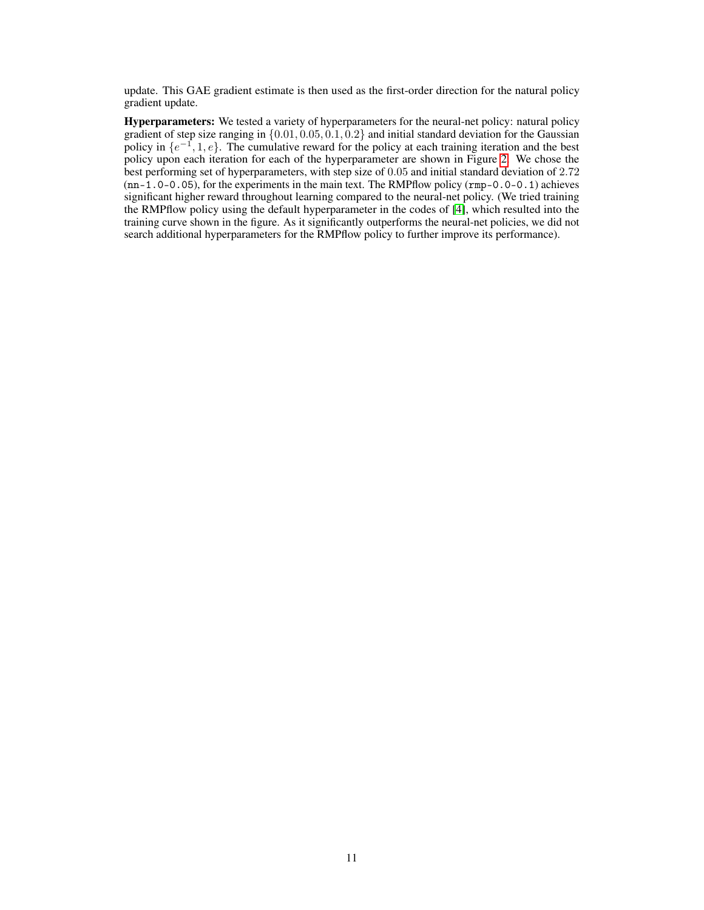update. This GAE gradient estimate is then used as the first-order direction for the natural policy gradient update.

**Hyperparameters:** We tested a variety of hyperparameters for the neural-net policy: natural policy gradient of step size ranging in $\{0.01, 0.05, 0.1, 0.2\}$ and initial standard deviation for the Gaussian policy in $\{e^{-1}, 1, e\}$. The cumulative reward for the policy at each training iteration and the best policy upon each iteration for each of the hyperparameter are shown in Figure 2. We chose the best performing set of hyperparameters, with step size of $0.05$ and initial standard deviation of $2.72$ (`nn-1.0-0.05`), for the experiments in the main text. The RMPflow policy (`rmp-0.0-0.1`) achieves significant higher reward throughout learning compared to the neural-net policy. (We tried training the RMPflow policy using the default hyperparameter in the codes of [4], which resulted into the training curve shown in the figure. As it significantly outperforms the neural-net policies, we did not search additional hyperparameters for the RMPflow policy to further improve its performance).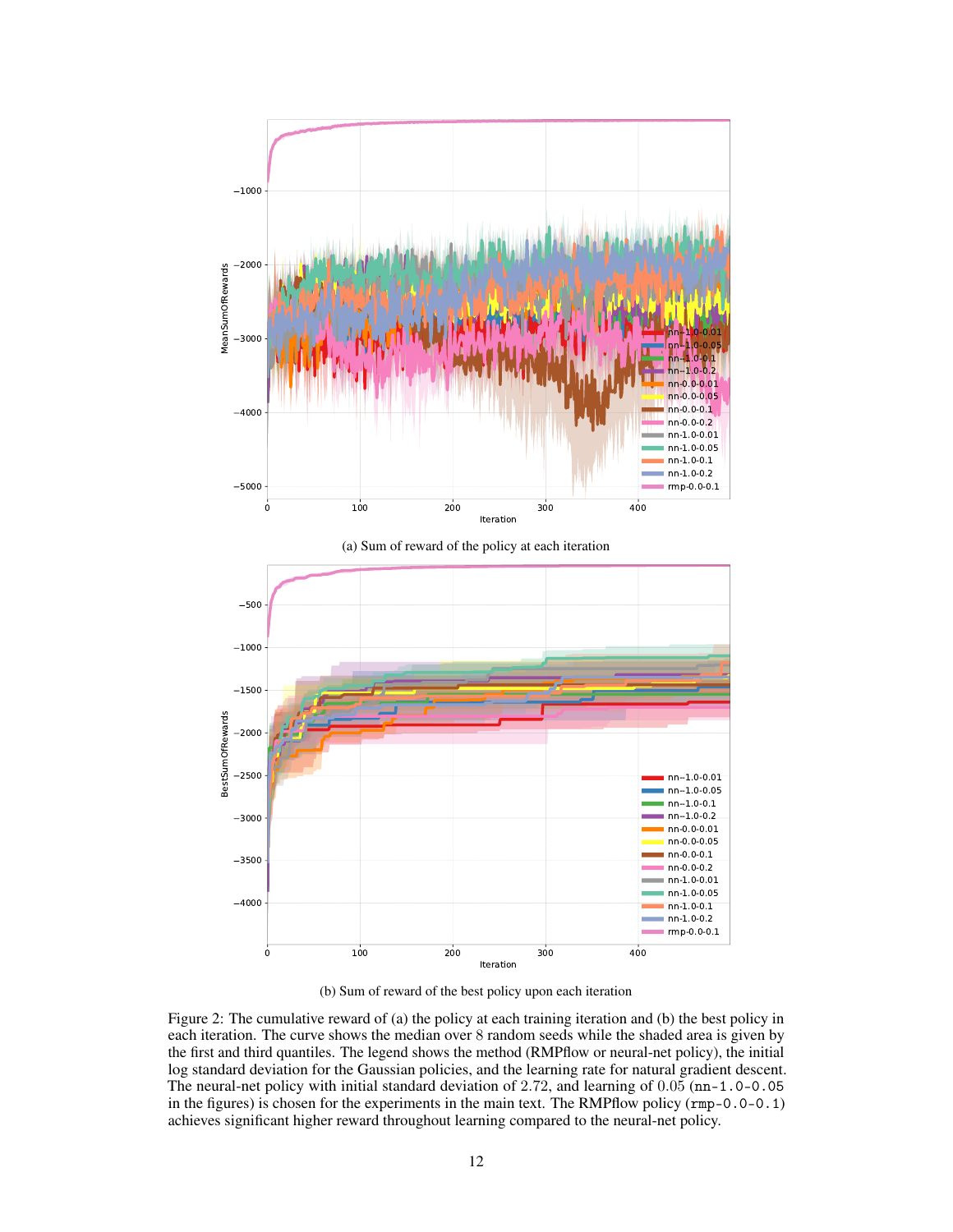MeanSumOfRewards

−1000
−2000
−3000
−4000
−5000

0
100
200
300
400

Iteration

nn–1.0-0.01
nn–1.0-0.05
nn–1.0-0.1
nn–1.0-0.2
nn-0.0-0.01
nn-0.0-0.05
nn-0.0-0.1
nn-0.0-0.2
nn-1.0-0.01
nn-1.0-0.05
nn-1.0-0.1
nn-1.0-0.2
rmp-0.0-0.1

(a) Sum of reward of the policy at each iteration

BestSumOfRewards

−500
−1000
−1500
−2000
−2500
−3000
−3500
−4000

0
100
200
300
400

Iteration

nn–1.0-0.01
nn–1.0-0.05
nn–1.0-0.1
nn–1.0-0.2
nn-0.0-0.01
nn-0.0-0.05
nn-0.0-0.1
nn-0.0-0.2
nn-1.0-0.01
nn-1.0-0.05
nn-1.0-0.1
nn-1.0-0.2
rmp-0.0-0.1

(b) Sum of reward of the best policy upon each iteration

Figure 2: The cumulative reward of (a) the policy at each training iteration and (b) the best policy in each iteration. The curve shows the median over 8 random seeds while the shaded area is given by the first and third quantiles. The legend shows the method (RMPflow or neural-net policy), the initial log standard deviation for the Gaussian policies, and the learning rate for natural gradient descent. The neural-net policy with initial standard deviation of 2.72, and learning of 0.05 (`nn-1.0-0.05` in the figures) is chosen for the experiments in the main text. The RMPflow policy (`rmp-0.0-0.1`) achieves significant higher reward throughout learning compared to the neural-net policy.